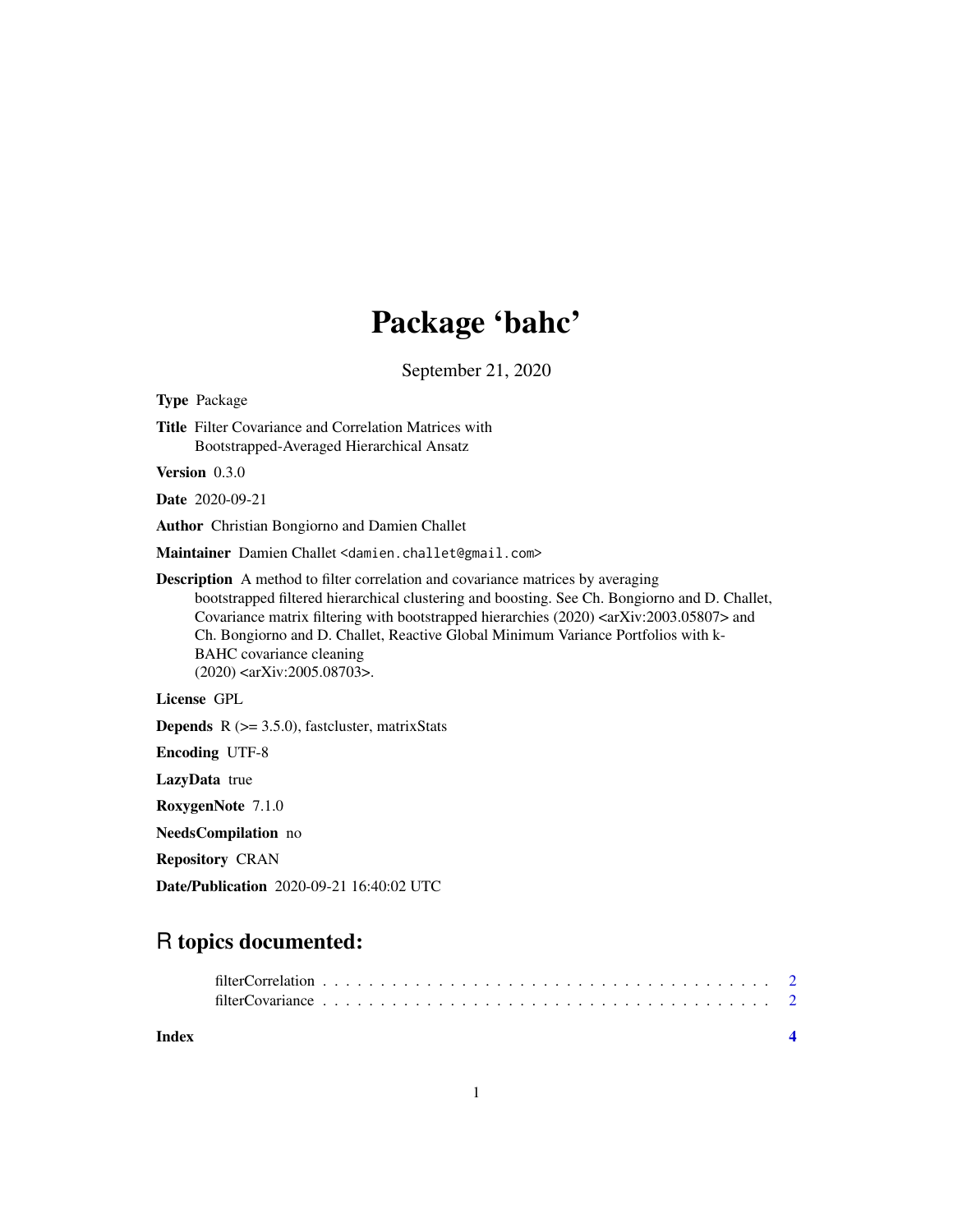# Package 'bahc'

September 21, 2020

**Type** Package

**Title** Filter Covariance and Correlation Matrices with Bootstrapped-Averaged Hierarchical Ansatz

**Version** 0.3.0

**Date** 2020-09-21

**Author** Christian Bongiorno and Damien Challet

**Maintainer** Damien Challet <damien.challet@gmail.com>

**Description** A method to filter correlation and covariance matrices by averaging bootstrapped filtered hierarchical clustering and boosting. See Ch. Bongiorno and D. Challet, Covariance matrix filtering with bootstrapped hierarchies (2020) <arXiv:2003.05807> and Ch. Bongiorno and D. Challet, Reactive Global Minimum Variance Portfolios with k-BAHC covariance cleaning (2020) <arXiv:2005.08703>.

**License** GPL

**Depends** R (>= 3.5.0), fastcluster, matrixStats

**Encoding** UTF-8

**LazyData** true

**RoxygenNote** 7.1.0

**NeedsCompilation** no

**Repository** CRAN

**Date/Publication** 2020-09-21 16:40:02 UTC

## R topics documented:

filterCorrelation . . . . . . . . . . . . . . . . . . . . . . . . . . . . . . . . . . . . . . . 2
filterCovariance . . . . . . . . . . . . . . . . . . . . . . . . . . . . . . . . . . . . . . . 2

**Index** **4**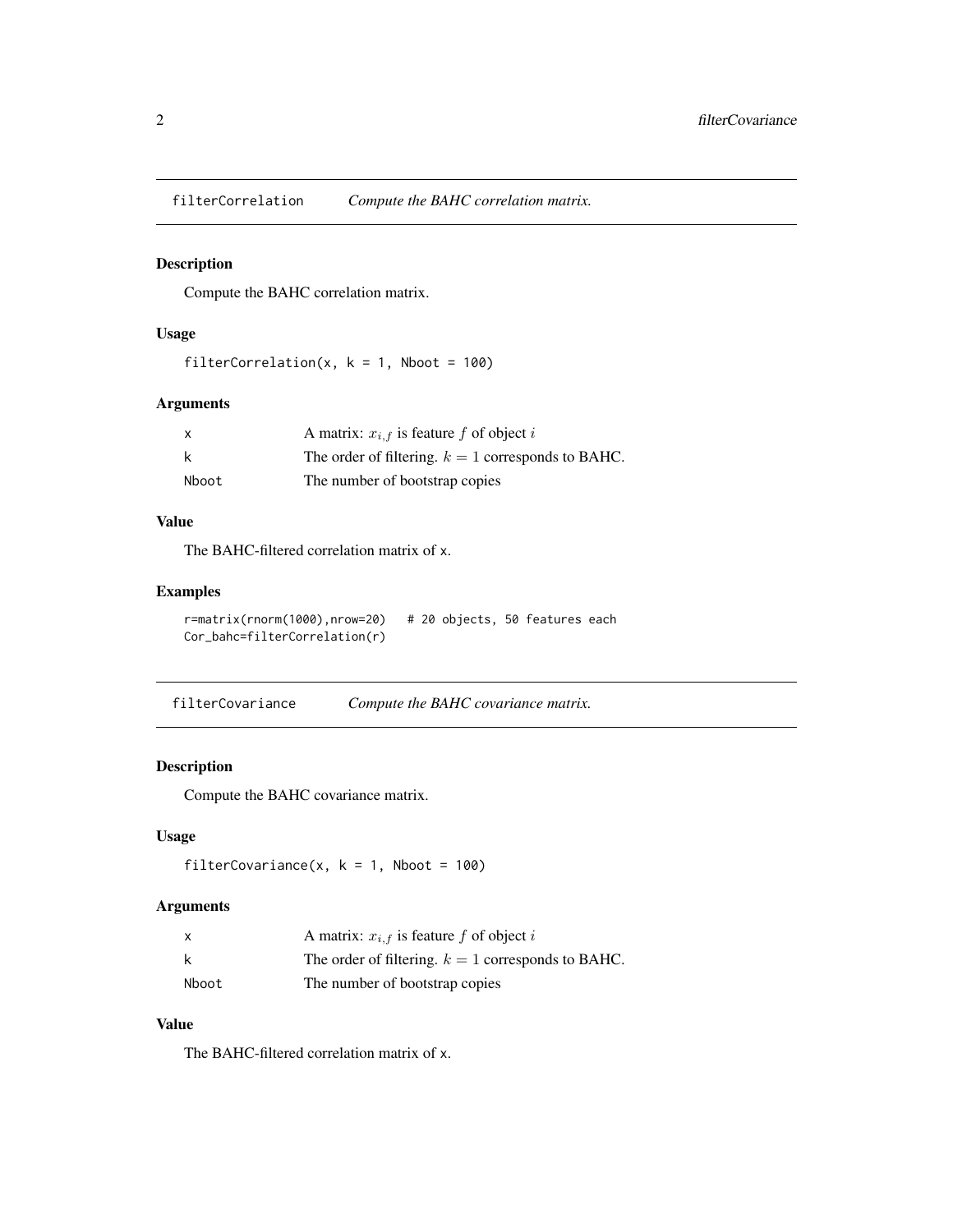## filterCorrelation — *Compute the BAHC correlation matrix.*

### Description

Compute the BAHC correlation matrix.

### Usage

```
filterCorrelation(x, k = 1, Nboot = 100)
```

### Arguments

| | |
|---|---|
| x | A matrix: $x_{i,f}$ is feature $f$ of object $i$ |
| k | The order of filtering. $k = 1$ corresponds to BAHC. |
| Nboot | The number of bootstrap copies |

### Value

The BAHC-filtered correlation matrix of x.

### Examples

```
r=matrix(rnorm(1000),nrow=20)   # 20 objects, 50 features each
Cor_bahc=filterCorrelation(r)
```

## filterCovariance — *Compute the BAHC covariance matrix.*

### Description

Compute the BAHC covariance matrix.

### Usage

```
filterCovariance(x, k = 1, Nboot = 100)
```

### Arguments

| | |
|---|---|
| x | A matrix: $x_{i,f}$ is feature $f$ of object $i$ |
| k | The order of filtering. $k = 1$ corresponds to BAHC. |
| Nboot | The number of bootstrap copies |

### Value

The BAHC-filtered correlation matrix of x.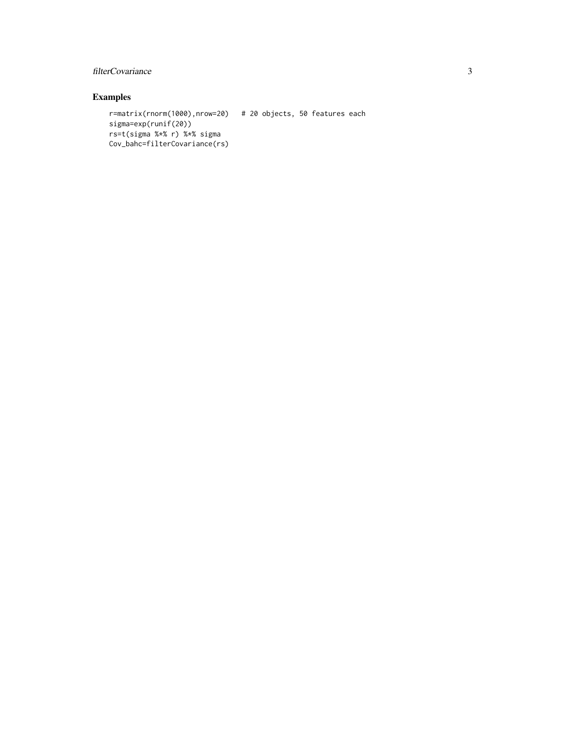## Examples

```
r=matrix(rnorm(1000),nrow=20)   # 20 objects, 50 features each
sigma=exp(runif(20))
rs=t(sigma %*% r) %*% sigma
Cov_bahc=filterCovariance(rs)
```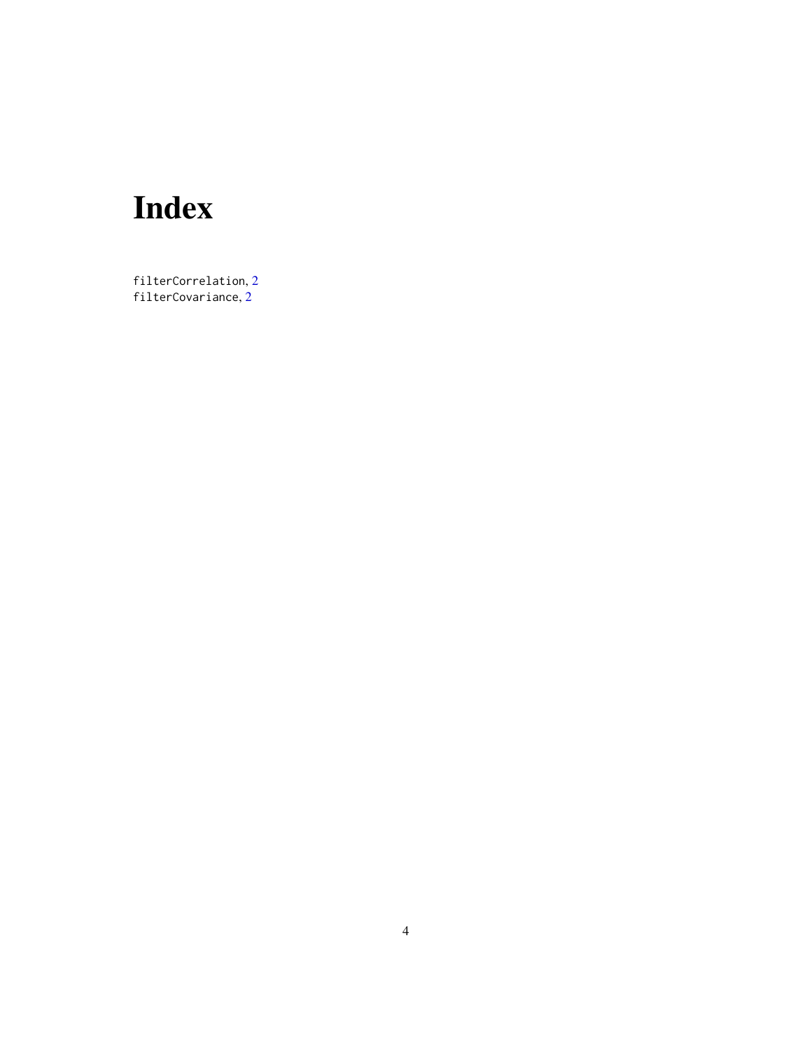# Index

filterCorrelation, 2
filterCovariance, 2